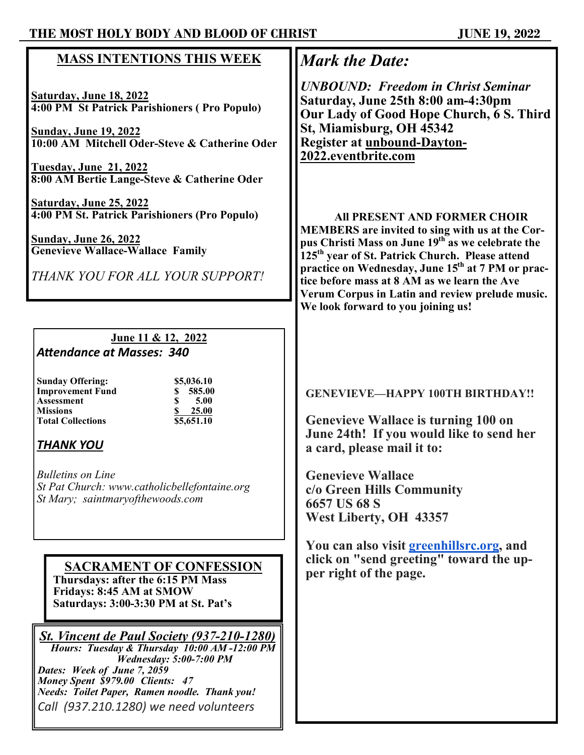## MASS INTENTIONS THIS WEEK

**Saturday, June 18, 2022**
**4:00 PM St Patrick Parishioners ( Pro Populo)**

**Sunday, June 19, 2022**
**10:00 AM Mitchell Oder-Steve & Catherine Oder**

**Tuesday, June 21, 2022**
**8:00 AM Bertie Lange-Steve & Catherine Oder**

**Saturday, June 25, 2022**
**4:00 PM St. Patrick Parishioners (Pro Populo)**

**Sunday, June 26, 2022**
**Genevieve Wallace-Wallace Family**

*THANK YOU FOR ALL YOUR SUPPORT!*

**June 11 & 12, 2022**

***Attendance at Masses: 340***

| | |
|---|---|
| **Sunday Offering:** | **$5,036.10** |
| **Improvement Fund** | **$ 585.00** |
| **Assessment** | **$ 5.00** |
| **Missions** | **$ 25.00** |
| **Total Collections** | **$5,651.10** |

***THANK YOU***

*Bulletins on Line*
*St Pat Church: www.catholicbellefontaine.org*
*St Mary; saintmaryofthewoods.com*

## SACRAMENT OF CONFESSION

**Thursdays: after the 6:15 PM Mass**
**Fridays: 8:45 AM at SMOW**
**Saturdays: 3:00-3:30 PM at St. Pat's**

***St. Vincent de Paul Society (937-210-1280)***

***Hours: Tuesday & Thursday 10:00 AM -12:00 PM***
***Wednesday: 5:00-7:00 PM***
***Dates: Week of June 7, 2059***
***Money Spent $979.00 Clients: 47***
***Needs: Toilet Paper, Ramen noodle. Thank you!***
*Call (937.210.1280) we need volunteers*

## *Mark the Date:*

***UNBOUND: Freedom in Christ Seminar***
**Saturday, June 25th 8:00 am-4:30pm**
**Our Lady of Good Hope Church, 6 S. Third St, Miamisburg, OH 45342**
**Register at unbound-Dayton-2022.eventbrite.com**

**All PRESENT AND FORMER CHOIR MEMBERS are invited to sing with us at the Corpus Christi Mass on June 19th as we celebrate the 125th year of St. Patrick Church. Please attend practice on Wednesday, June 15th at 7 PM or practice before mass at 8 AM as we learn the Ave Verum Corpus in Latin and review prelude music. We look forward to you joining us!**

**GENEVIEVE—HAPPY 100TH BIRTHDAY!!**

**Genevieve Wallace is turning 100 on June 24th! If you would like to send her a card, please mail it to:**

**Genevieve Wallace**
**c/o Green Hills Community**
**6657 US 68 S**
**West Liberty, OH 43357**

**You can also visit greenhillsrc.org, and click on "send greeting" toward the upper right of the page.**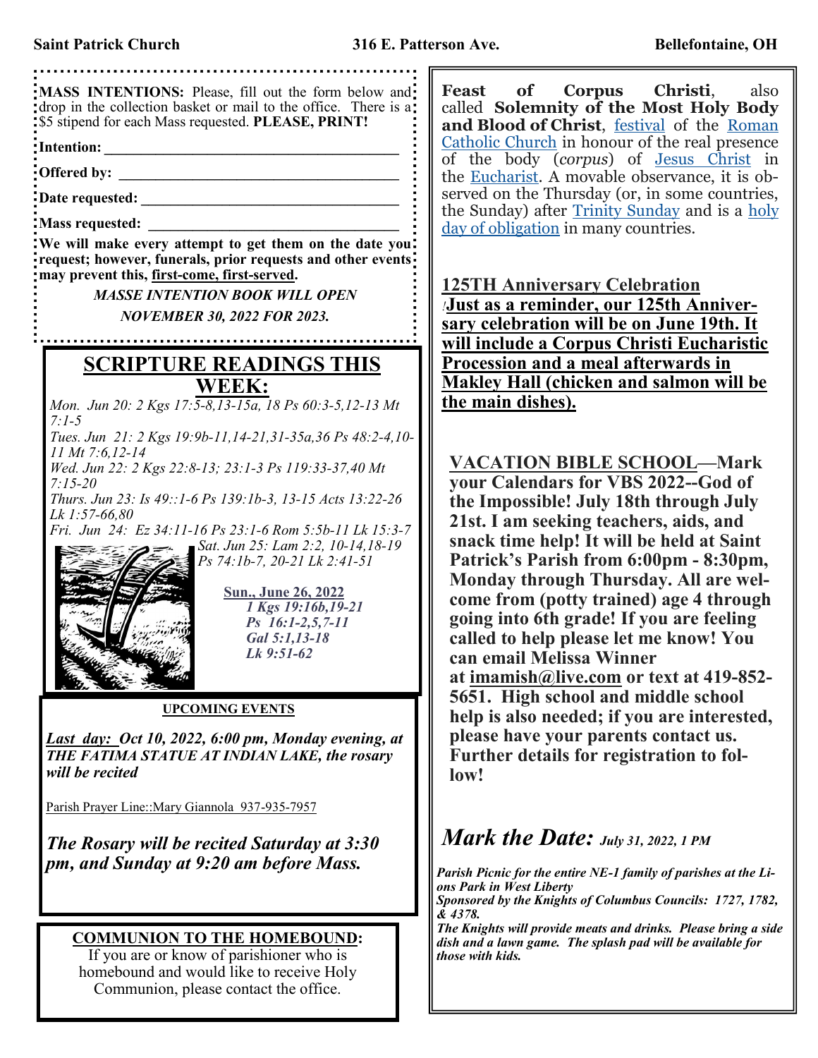**MASS INTENTIONS:** Please, fill out the form below and drop in the collection basket or mail to the office. There is a $5 stipend for each Mass requested. **PLEASE, PRINT!**

**Intention:** ______________________________________

**Offered by:** ______________________________________

**Date requested:** ___________________________________

**Mass requested:** ___________________________________

**We will make every attempt to get them on the date you request; however, funerals, prior requests and other events may prevent this, first-come, first-served.**

***MASSE INTENTION BOOK WILL OPEN NOVEMBER 30, 2022 FOR 2023.***

## SCRIPTURE READINGS THIS WEEK:

*Mon. Jun 20: 2 Kgs 17:5-8,13-15a, 18 Ps 60:3-5,12-13 Mt 7:1-5*

*Tues. Jun 21: 2 Kgs 19:9b-11,14-21,31-35a,36 Ps 48:2-4,10-11 Mt 7:6,12-14*

*Wed. Jun 22: 2 Kgs 22:8-13; 23:1-3 Ps 119:33-37,40 Mt 7:15-20*

*Thurs. Jun 23: Is 49::1-6 Ps 139:1b-3, 13-15 Acts 13:22-26 Lk 1:57-66,80*

*Fri. Jun 24: Ez 34:11-16 Ps 23:1-6 Rom 5:5b-11 Lk 15:3-7*

*Sat. Jun 25: Lam 2:2, 10-14,18-19 Ps 74:1b-7, 20-21 Lk 2:41-51*

**Sun., June 26, 2022**
*1 Kgs 19:16b,19-21*
*Ps 16:1-2,5,7-11*
*Gal 5:1,13-18*
*Lk 9:51-62*

**UPCOMING EVENTS**

***Last day: Oct 10, 2022, 6:00 pm, Monday evening, at THE FATIMA STATUE AT INDIAN LAKE, the rosary will be recited***

Parish Prayer Line::Mary Giannola 937-935-7957

***The Rosary will be recited Saturday at 3:30 pm, and Sunday at 9:20 am before Mass.***

**COMMUNION TO THE HOMEBOUND:**
If you are or know of parishioner who is homebound and would like to receive Holy Communion, please contact the office.

**Feast of Corpus Christi**, also called **Solemnity of the Most Holy Body and Blood of Christ**, festival of the Roman Catholic Church in honour of the real presence of the body (*corpus*) of Jesus Christ in the Eucharist. A movable observance, it is observed on the Thursday (or, in some countries, the Sunday) after Trinity Sunday and is a holy day of obligation in many countries.

**125TH Anniversary Celebration**

**Just as a reminder, our 125th Anniversary celebration will be on June 19th. It will include a Corpus Christi Eucharistic Procession and a meal afterwards in Makley Hall (chicken and salmon will be the main dishes).**

**VACATION BIBLE SCHOOL—Mark your Calendars for VBS 2022--God of the Impossible! July 18th through July 21st. I am seeking teachers, aids, and snack time help! It will be held at Saint Patrick's Parish from 6:00pm - 8:30pm, Monday through Thursday. All are welcome from (potty trained) age 4 through going into 6th grade! If you are feeling called to help please let me know! You can email Melissa Winner at imamish@live.com or text at 419-852-5651. High school and middle school help is also needed; if you are interested, please have your parents contact us. Further details for registration to follow!**

## *Mark the Date: July 31, 2022, 1 PM*

***Parish Picnic for the entire NE-1 family of parishes at the Lions Park in West Liberty***
***Sponsored by the Knights of Columbus Councils: 1727, 1782, & 4378.***
***The Knights will provide meats and drinks. Please bring a side dish and a lawn game. The splash pad will be available for those with kids.***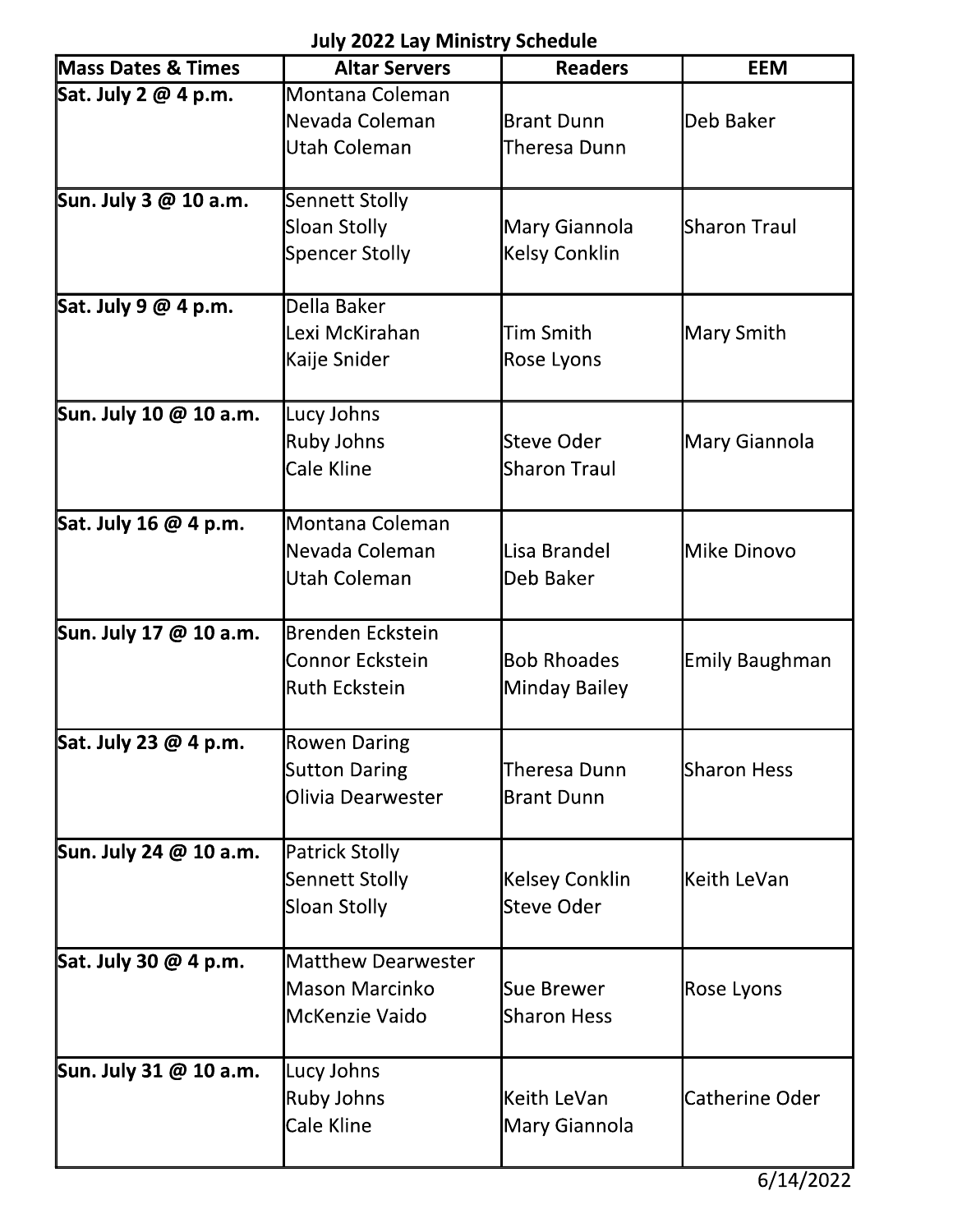# July 2022 Lay Ministry Schedule

| Mass Dates & Times | Altar Servers | Readers | EEM |
|---|---|---|---|
| Sat. July 2 @ 4 p.m. | Montana Coleman<br>Nevada Coleman<br>Utah Coleman | Brant Dunn<br>Theresa Dunn | Deb Baker |
| Sun. July 3 @ 10 a.m. | Sennett Stolly<br>Sloan Stolly<br>Spencer Stolly | Mary Giannola<br>Kelsy Conklin | Sharon Traul |
| Sat. July 9 @ 4 p.m. | Della Baker<br>Lexi McKirahan<br>Kaije Snider | Tim Smith<br>Rose Lyons | Mary Smith |
| Sun. July 10 @ 10 a.m. | Lucy Johns<br>Ruby Johns<br>Cale Kline | Steve Oder<br>Sharon Traul | Mary Giannola |
| Sat. July 16 @ 4 p.m. | Montana Coleman<br>Nevada Coleman<br>Utah Coleman | Lisa Brandel<br>Deb Baker | Mike Dinovo |
| Sun. July 17 @ 10 a.m. | Brenden Eckstein<br>Connor Eckstein<br>Ruth Eckstein | Bob Rhoades<br>Minday Bailey | Emily Baughman |
| Sat. July 23 @ 4 p.m. | Rowen Daring<br>Sutton Daring<br>Olivia Dearwester | Theresa Dunn<br>Brant Dunn | Sharon Hess |
| Sun. July 24 @ 10 a.m. | Patrick Stolly<br>Sennett Stolly<br>Sloan Stolly | Kelsey Conklin<br>Steve Oder | Keith LeVan |
| Sat. July 30 @ 4 p.m. | Matthew Dearwester<br>Mason Marcinko<br>McKenzie Vaido | Sue Brewer<br>Sharon Hess | Rose Lyons |
| Sun. July 31 @ 10 a.m. | Lucy Johns<br>Ruby Johns<br>Cale Kline | Keith LeVan<br>Mary Giannola | Catherine Oder |

6/14/2022